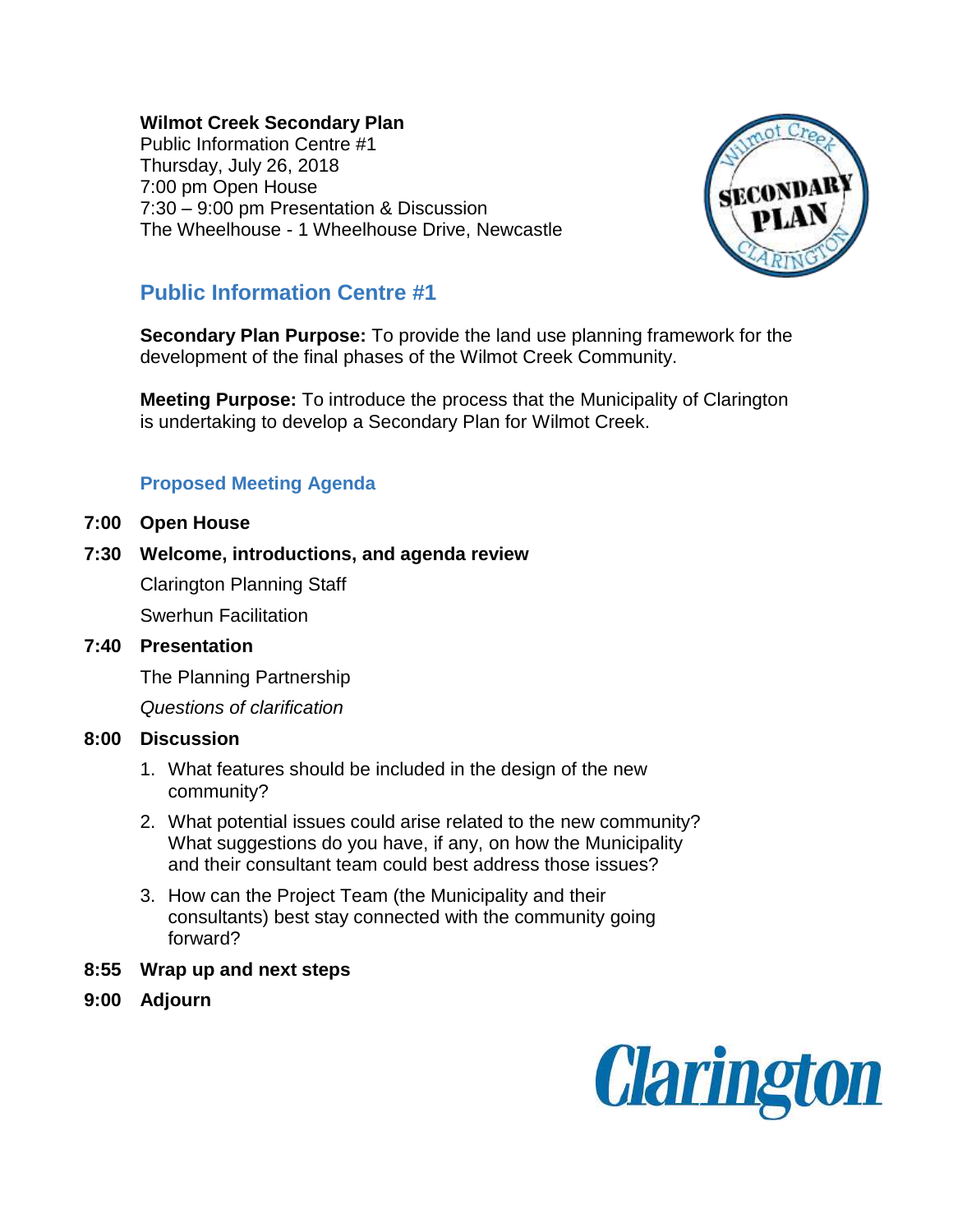**Wilmot Creek Secondary Plan**
Public Information Centre #1
Thursday, July 26, 2018
7:00 pm Open House
7:30 – 9:00 pm Presentation & Discussion
The Wheelhouse - 1 Wheelhouse Drive, Newcastle

## Public Information Centre #1

**Secondary Plan Purpose:** To provide the land use planning framework for the development of the final phases of the Wilmot Creek Community.

**Meeting Purpose:** To introduce the process that the Municipality of Clarington is undertaking to develop a Secondary Plan for Wilmot Creek.

### Proposed Meeting Agenda

**7:00 Open House**

**7:30 Welcome, introductions, and agenda review**

Clarington Planning Staff

Swerhun Facilitation

**7:40 Presentation**

The Planning Partnership

*Questions of clarification*

**8:00 Discussion**

1. What features should be included in the design of the new community?
2. What potential issues could arise related to the new community? What suggestions do you have, if any, on how the Municipality and their consultant team could best address those issues?
3. How can the Project Team (the Municipality and their consultants) best stay connected with the community going forward?

**8:55 Wrap up and next steps**

**9:00 Adjourn**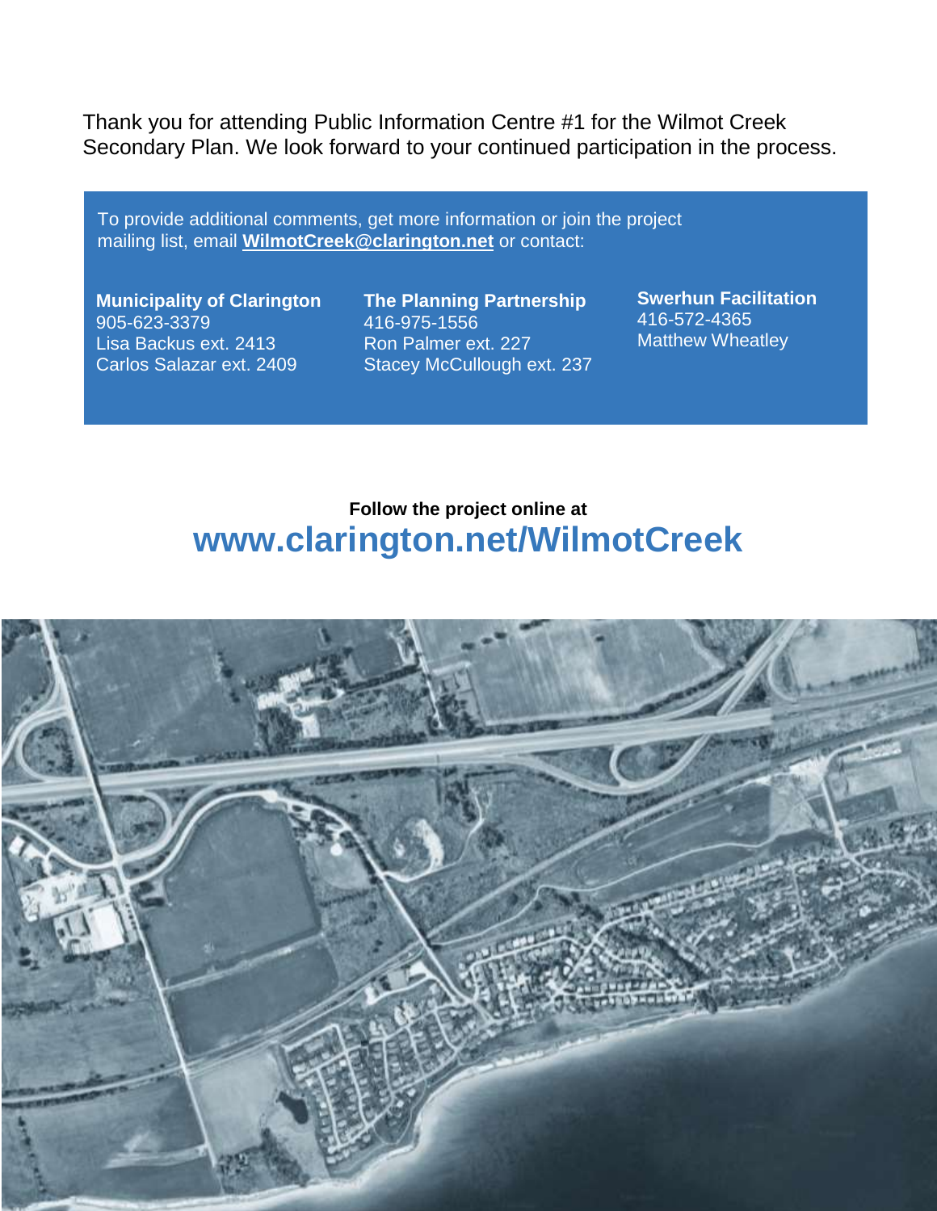Thank you for attending Public Information Centre #1 for the Wilmot Creek Secondary Plan. We look forward to your continued participation in the process.

To provide additional comments, get more information or join the project mailing list, email **WilmotCreek@clarington.net** or contact:

**Municipality of Clarington**
905-623-3379
Lisa Backus ext. 2413
Carlos Salazar ext. 2409

**The Planning Partnership**
416-975-1556
Ron Palmer ext. 227
Stacey McCullough ext. 237

**Swerhun Facilitation**
416-572-4365
Matthew Wheatley

**Follow the project online at**

## www.clarington.net/WilmotCreek